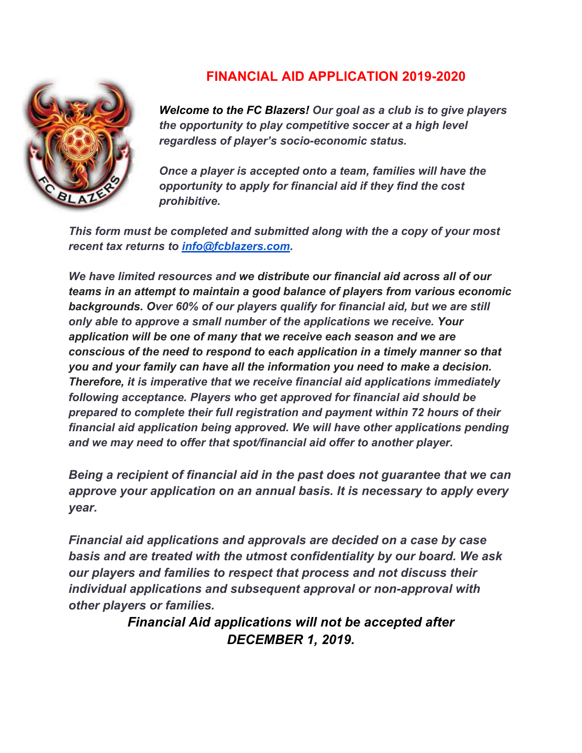# FINANCIAL AID APPLICATION 2019-2020

***Welcome to the FC Blazers!** Our goal as a club is to give players the opportunity to play competitive soccer at a high level regardless of player's socio-economic status.*

*Once a player is accepted onto a team, families will have the opportunity to apply for financial aid if they find the cost prohibitive.*

*This form must be completed and submitted along with the a copy of your most recent tax returns to [info@fcblazers.com](mailto:info@fcblazers.com).*

*We have limited resources and **we distribute our financial aid across all of our teams in an attempt to maintain a good balance of players from various economic backgrounds. Over 60% of our players qualify for financial aid, but we are still only able to approve a small number of the applications we receive.** Your application will be one of many that we receive each season and we are conscious of the need to respond to each application in a timely manner so that you and your family can have all the information you need to make a decision. Therefore, it is imperative that we receive financial aid applications immediately following acceptance. Players who get approved for financial aid should be prepared to complete their full registration and payment within 72 hours of their financial aid application being approved. We will have other applications pending and we may need to offer that spot/financial aid offer to another player.*

*Being a recipient of financial aid in the past does not guarantee that we can approve your application on an annual basis. It is necessary to apply every year.*

*Financial aid applications and approvals are decided on a case by case basis and are treated with the utmost confidentiality by our board. We ask our players and families to respect that process and not discuss their individual applications and subsequent approval or non-approval with other players or families.*

***Financial Aid applications will not be accepted after DECEMBER 1, 2019.***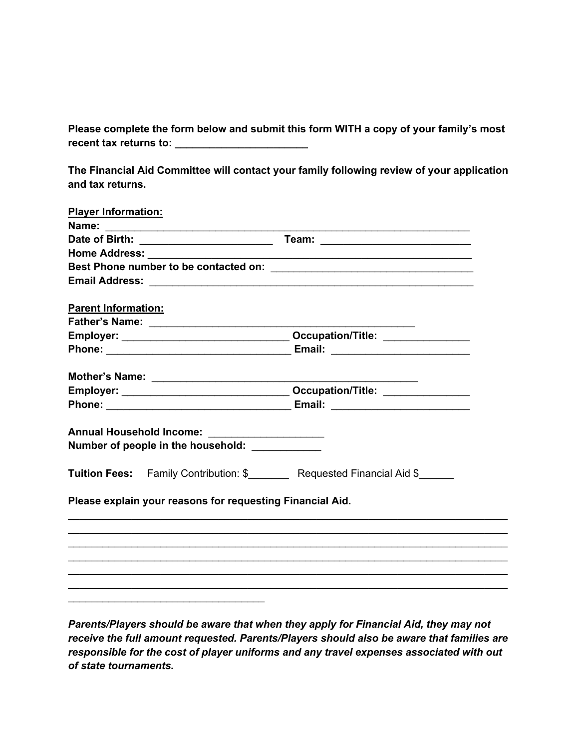**Please complete the form below and submit this form WITH a copy of your family's most recent tax returns to: ______________________**

**The Financial Aid Committee will contact your family following review of your application and tax returns.**

**<u>Player Information:</u>**

**Name:** ______________________________________________________________

**Date of Birth:** ______________________ **Team:** __________________________

**Home Address:** ________________________________________________________

**Best Phone number to be contacted on:** ___________________________________

**Email Address:** ________________________________________________________

**<u>Parent Information:</u>**

**Father's Name:** ______________________________________________

**Employer:** ____________________________ **Occupation/Title:** ______________

**Phone:** ________________________________ **Email:** _______________________

**Mother's Name:** ______________________________________________

**Employer:** ____________________________ **Occupation/Title:** ______________

**Phone:** ________________________________ **Email:** _______________________

**Annual Household Income:** ___________________

**Number of people in the household:** ____________

**Tuition Fees:** Family Contribution: $_______ Requested Financial Aid $______

**Please explain your reasons for requesting Financial Aid.**

_____________________________________________________________________________
_____________________________________________________________________________
_____________________________________________________________________________
_____________________________________________________________________________
_____________________________________________________________________________
_____________________________________________________________________________
__________________________________

***Parents/Players should be aware that when they apply for Financial Aid, they may not receive the full amount requested. Parents/Players should also be aware that families are responsible for the cost of player uniforms and any travel expenses associated with out of state tournaments.***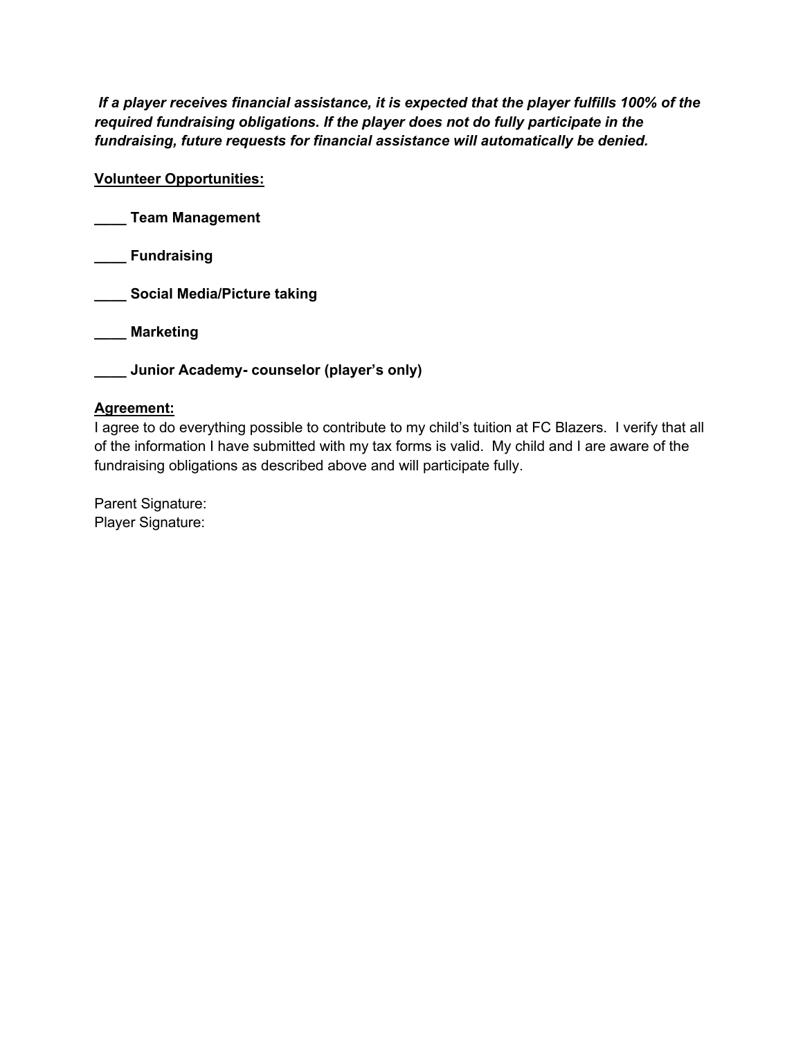***If a player receives financial assistance, it is expected that the player fulfills 100% of the required fundraising obligations. If the player does not do fully participate in the fundraising, future requests for financial assistance will automatically be denied.***

**Volunteer Opportunities:**

**____ Team Management**

**____ Fundraising**

**____ Social Media/Picture taking**

**____ Marketing**

**____ Junior Academy- counselor (player's only)**

**Agreement:**

I agree to do everything possible to contribute to my child's tuition at FC Blazers. I verify that all of the information I have submitted with my tax forms is valid. My child and I are aware of the fundraising obligations as described above and will participate fully.

Parent Signature:
Player Signature: